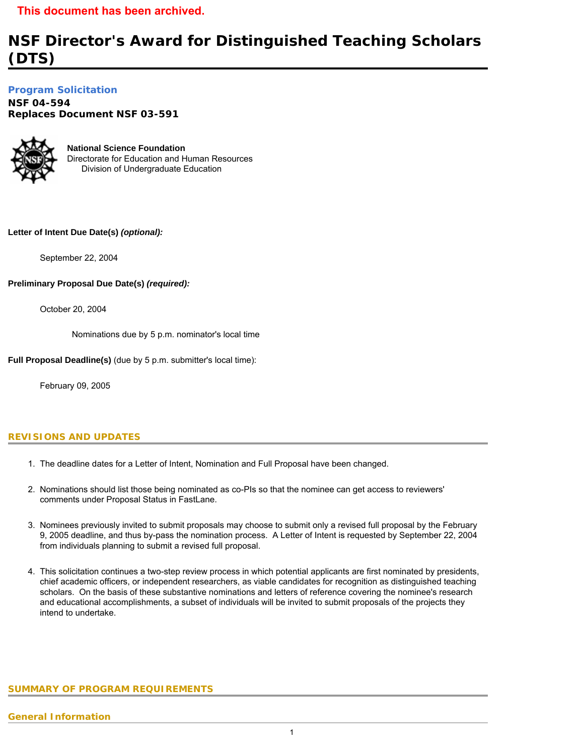**This document has been archived.**

# NSF Director's Award for Distinguished Teaching Scholars (DTS)

## Program Solicitation

**NSF 04-594**
**Replaces Document NSF 03-591**

**National Science Foundation**
Directorate for Education and Human Resources
Division of Undergraduate Education

**Letter of Intent Due Date(s)** ***(optional):***

September 22, 2004

**Preliminary Proposal Due Date(s)** ***(required):***

October 20, 2004

Nominations due by 5 p.m. nominator's local time

**Full Proposal Deadline(s)** (due by 5 p.m. submitter's local time):

February 09, 2005

## REVISIONS AND UPDATES

1. The deadline dates for a Letter of Intent, Nomination and Full Proposal have been changed.
2. Nominations should list those being nominated as co-PIs so that the nominee can get access to reviewers' comments under Proposal Status in FastLane.
3. Nominees previously invited to submit proposals may choose to submit only a revised full proposal by the February 9, 2005 deadline, and thus by-pass the nomination process. A Letter of Intent is requested by September 22, 2004 from individuals planning to submit a revised full proposal.
4. This solicitation continues a two-step review process in which potential applicants are first nominated by presidents, chief academic officers, or independent researchers, as viable candidates for recognition as distinguished teaching scholars. On the basis of these substantive nominations and letters of reference covering the nominee's research and educational accomplishments, a subset of individuals will be invited to submit proposals of the projects they intend to undertake.

## SUMMARY OF PROGRAM REQUIREMENTS

### General Information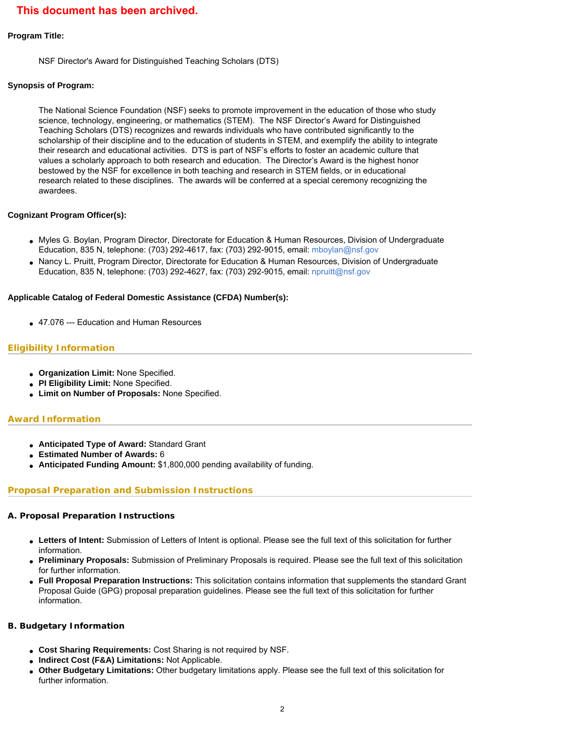**This document has been archived.**

**Program Title:**

NSF Director's Award for Distinguished Teaching Scholars (DTS)

**Synopsis of Program:**

The National Science Foundation (NSF) seeks to promote improvement in the education of those who study science, technology, engineering, or mathematics (STEM). The NSF Director's Award for Distinguished Teaching Scholars (DTS) recognizes and rewards individuals who have contributed significantly to the scholarship of their discipline and to the education of students in STEM, and exemplify the ability to integrate their research and educational activities. DTS is part of NSF's efforts to foster an academic culture that values a scholarly approach to both research and education. The Director's Award is the highest honor bestowed by the NSF for excellence in both teaching and research in STEM fields, or in educational research related to these disciplines. The awards will be conferred at a special ceremony recognizing the awardees.

**Cognizant Program Officer(s):**

- Myles G. Boylan, Program Director, Directorate for Education & Human Resources, Division of Undergraduate Education, 835 N, telephone: (703) 292-4617, fax: (703) 292-9015, email: mboylan@nsf.gov
- Nancy L. Pruitt, Program Director, Directorate for Education & Human Resources, Division of Undergraduate Education, 835 N, telephone: (703) 292-4627, fax: (703) 292-9015, email: npruitt@nsf.gov

**Applicable Catalog of Federal Domestic Assistance (CFDA) Number(s):**

- 47.076 --- Education and Human Resources

## Eligibility Information

- **Organization Limit:** None Specified.
- **PI Eligibility Limit:** None Specified.
- **Limit on Number of Proposals:** None Specified.

## Award Information

- **Anticipated Type of Award:** Standard Grant
- **Estimated Number of Awards:** 6
- **Anticipated Funding Amount:** $1,800,000 pending availability of funding.

## Proposal Preparation and Submission Instructions

### A. Proposal Preparation Instructions

- **Letters of Intent:** Submission of Letters of Intent is optional. Please see the full text of this solicitation for further information.
- **Preliminary Proposals:** Submission of Preliminary Proposals is required. Please see the full text of this solicitation for further information.
- **Full Proposal Preparation Instructions:** This solicitation contains information that supplements the standard Grant Proposal Guide (GPG) proposal preparation guidelines. Please see the full text of this solicitation for further information.

### B. Budgetary Information

- **Cost Sharing Requirements:** Cost Sharing is not required by NSF.
- **Indirect Cost (F&A) Limitations:** Not Applicable.
- **Other Budgetary Limitations:** Other budgetary limitations apply. Please see the full text of this solicitation for further information.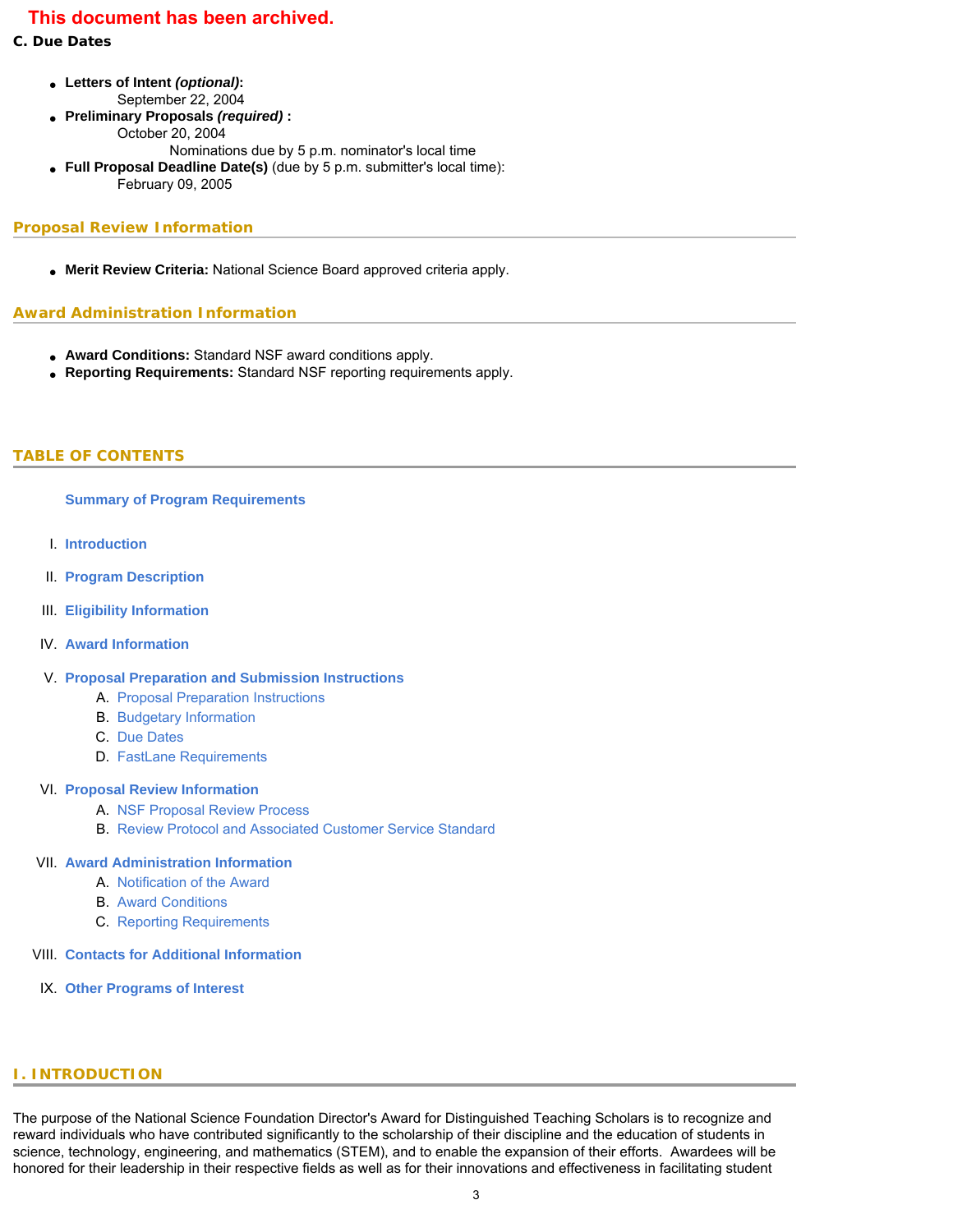**This document has been archived.**

**C. Due Dates**

- **Letters of Intent *(optional)*:**
  September 22, 2004
- **Preliminary Proposals *(required)* :**
  October 20, 2004
  Nominations due by 5 p.m. nominator's local time
- **Full Proposal Deadline Date(s)** (due by 5 p.m. submitter's local time):
  February 09, 2005

## Proposal Review Information

- **Merit Review Criteria:** National Science Board approved criteria apply.

## Award Administration Information

- **Award Conditions:** Standard NSF award conditions apply.
- **Reporting Requirements:** Standard NSF reporting requirements apply.

## TABLE OF CONTENTS

**Summary of Program Requirements**

I. **Introduction**

II. **Program Description**

III. **Eligibility Information**

IV. **Award Information**

V. **Proposal Preparation and Submission Instructions**
   A. Proposal Preparation Instructions
   B. Budgetary Information
   C. Due Dates
   D. FastLane Requirements

VI. **Proposal Review Information**
   A. NSF Proposal Review Process
   B. Review Protocol and Associated Customer Service Standard

VII. **Award Administration Information**
   A. Notification of the Award
   B. Award Conditions
   C. Reporting Requirements

VIII. **Contacts for Additional Information**

IX. **Other Programs of Interest**

## I. INTRODUCTION

The purpose of the National Science Foundation Director's Award for Distinguished Teaching Scholars is to recognize and reward individuals who have contributed significantly to the scholarship of their discipline and the education of students in science, technology, engineering, and mathematics (STEM), and to enable the expansion of their efforts. Awardees will be honored for their leadership in their respective fields as well as for their innovations and effectiveness in facilitating student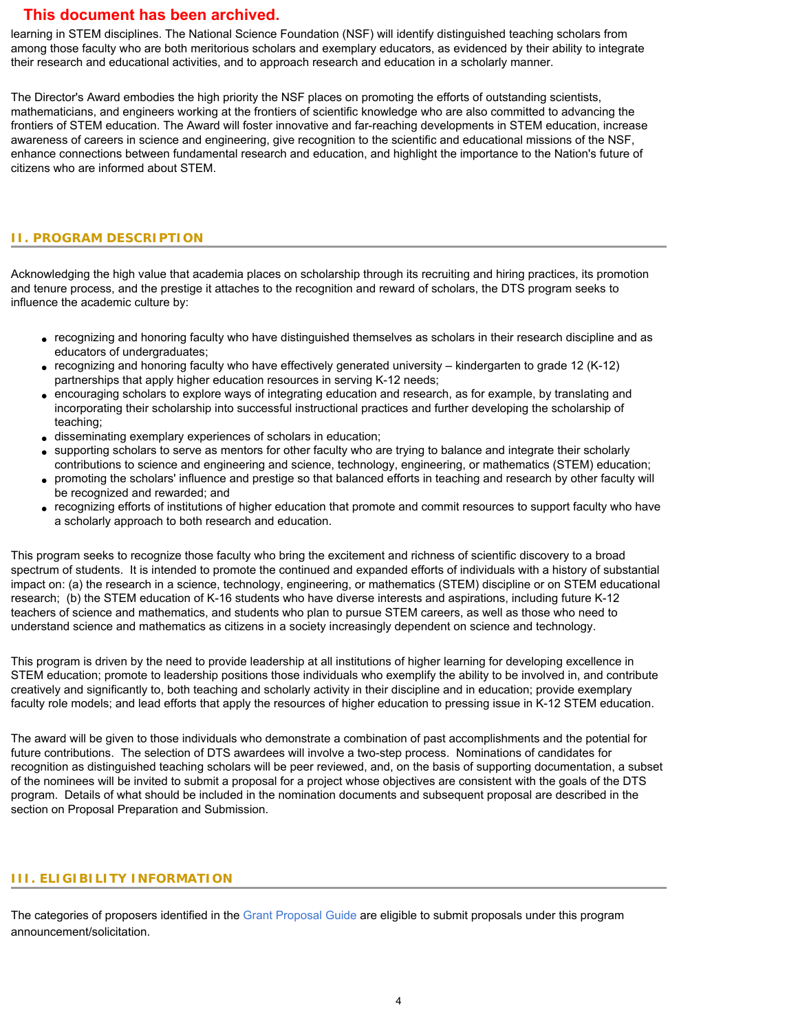**This document has been archived.**

learning in STEM disciplines. The National Science Foundation (NSF) will identify distinguished teaching scholars from among those faculty who are both meritorious scholars and exemplary educators, as evidenced by their ability to integrate their research and educational activities, and to approach research and education in a scholarly manner.

The Director's Award embodies the high priority the NSF places on promoting the efforts of outstanding scientists, mathematicians, and engineers working at the frontiers of scientific knowledge who are also committed to advancing the frontiers of STEM education. The Award will foster innovative and far-reaching developments in STEM education, increase awareness of careers in science and engineering, give recognition to the scientific and educational missions of the NSF, enhance connections between fundamental research and education, and highlight the importance to the Nation's future of citizens who are informed about STEM.

## II. PROGRAM DESCRIPTION

Acknowledging the high value that academia places on scholarship through its recruiting and hiring practices, its promotion and tenure process, and the prestige it attaches to the recognition and reward of scholars, the DTS program seeks to influence the academic culture by:

- recognizing and honoring faculty who have distinguished themselves as scholars in their research discipline and as educators of undergraduates;
- recognizing and honoring faculty who have effectively generated university – kindergarten to grade 12 (K-12) partnerships that apply higher education resources in serving K-12 needs;
- encouraging scholars to explore ways of integrating education and research, as for example, by translating and incorporating their scholarship into successful instructional practices and further developing the scholarship of teaching;
- disseminating exemplary experiences of scholars in education;
- supporting scholars to serve as mentors for other faculty who are trying to balance and integrate their scholarly contributions to science and engineering and science, technology, engineering, or mathematics (STEM) education;
- promoting the scholars' influence and prestige so that balanced efforts in teaching and research by other faculty will be recognized and rewarded; and
- recognizing efforts of institutions of higher education that promote and commit resources to support faculty who have a scholarly approach to both research and education.

This program seeks to recognize those faculty who bring the excitement and richness of scientific discovery to a broad spectrum of students. It is intended to promote the continued and expanded efforts of individuals with a history of substantial impact on: (a) the research in a science, technology, engineering, or mathematics (STEM) discipline or on STEM educational research; (b) the STEM education of K-16 students who have diverse interests and aspirations, including future K-12 teachers of science and mathematics, and students who plan to pursue STEM careers, as well as those who need to understand science and mathematics as citizens in a society increasingly dependent on science and technology.

This program is driven by the need to provide leadership at all institutions of higher learning for developing excellence in STEM education; promote to leadership positions those individuals who exemplify the ability to be involved in, and contribute creatively and significantly to, both teaching and scholarly activity in their discipline and in education; provide exemplary faculty role models; and lead efforts that apply the resources of higher education to pressing issue in K-12 STEM education.

The award will be given to those individuals who demonstrate a combination of past accomplishments and the potential for future contributions. The selection of DTS awardees will involve a two-step process. Nominations of candidates for recognition as distinguished teaching scholars will be peer reviewed, and, on the basis of supporting documentation, a subset of the nominees will be invited to submit a proposal for a project whose objectives are consistent with the goals of the DTS program. Details of what should be included in the nomination documents and subsequent proposal are described in the section on Proposal Preparation and Submission.

## III. ELIGIBILITY INFORMATION

The categories of proposers identified in the Grant Proposal Guide are eligible to submit proposals under this program announcement/solicitation.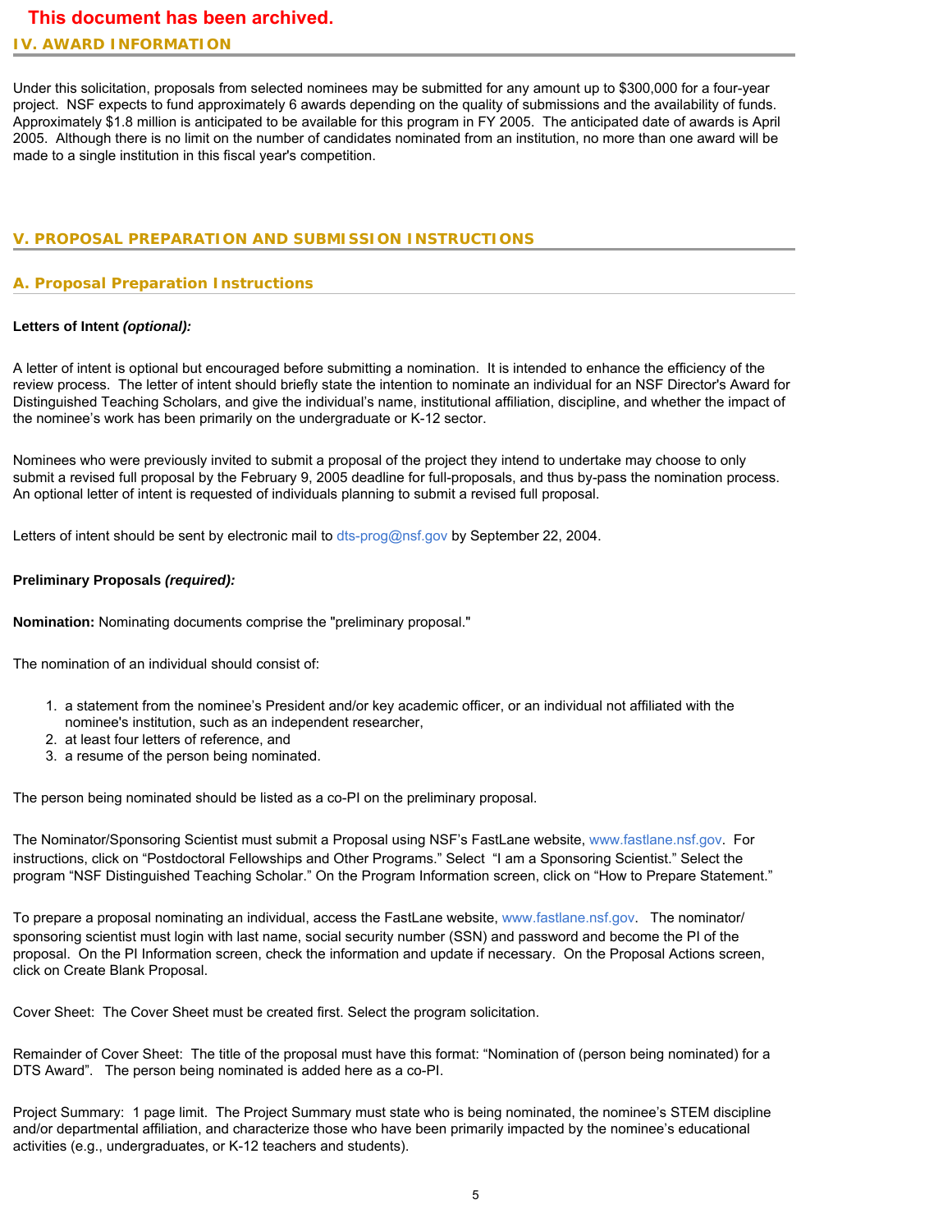**This document has been archived.**

## IV. AWARD INFORMATION

Under this solicitation, proposals from selected nominees may be submitted for any amount up to $300,000 for a four-year project. NSF expects to fund approximately 6 awards depending on the quality of submissions and the availability of funds. Approximately $1.8 million is anticipated to be available for this program in FY 2005. The anticipated date of awards is April 2005. Although there is no limit on the number of candidates nominated from an institution, no more than one award will be made to a single institution in this fiscal year's competition.

## V. PROPOSAL PREPARATION AND SUBMISSION INSTRUCTIONS

### A. Proposal Preparation Instructions

**Letters of Intent *(optional)*:**

A letter of intent is optional but encouraged before submitting a nomination. It is intended to enhance the efficiency of the review process. The letter of intent should briefly state the intention to nominate an individual for an NSF Director's Award for Distinguished Teaching Scholars, and give the individual's name, institutional affiliation, discipline, and whether the impact of the nominee's work has been primarily on the undergraduate or K-12 sector.

Nominees who were previously invited to submit a proposal of the project they intend to undertake may choose to only submit a revised full proposal by the February 9, 2005 deadline for full-proposals, and thus by-pass the nomination process. An optional letter of intent is requested of individuals planning to submit a revised full proposal.

Letters of intent should be sent by electronic mail to dts-prog@nsf.gov by September 22, 2004.

**Preliminary Proposals *(required)*:**

**Nomination:** Nominating documents comprise the "preliminary proposal."

The nomination of an individual should consist of:

1. a statement from the nominee's President and/or key academic officer, or an individual not affiliated with the nominee's institution, such as an independent researcher,
2. at least four letters of reference, and
3. a resume of the person being nominated.

The person being nominated should be listed as a co-PI on the preliminary proposal.

The Nominator/Sponsoring Scientist must submit a Proposal using NSF's FastLane website, www.fastlane.nsf.gov. For instructions, click on "Postdoctoral Fellowships and Other Programs." Select "I am a Sponsoring Scientist." Select the program "NSF Distinguished Teaching Scholar." On the Program Information screen, click on "How to Prepare Statement."

To prepare a proposal nominating an individual, access the FastLane website, www.fastlane.nsf.gov. The nominator/ sponsoring scientist must login with last name, social security number (SSN) and password and become the PI of the proposal. On the PI Information screen, check the information and update if necessary. On the Proposal Actions screen, click on Create Blank Proposal.

Cover Sheet: The Cover Sheet must be created first. Select the program solicitation.

Remainder of Cover Sheet: The title of the proposal must have this format: "Nomination of (person being nominated) for a DTS Award". The person being nominated is added here as a co-PI.

Project Summary: 1 page limit. The Project Summary must state who is being nominated, the nominee's STEM discipline and/or departmental affiliation, and characterize those who have been primarily impacted by the nominee's educational activities (e.g., undergraduates, or K-12 teachers and students).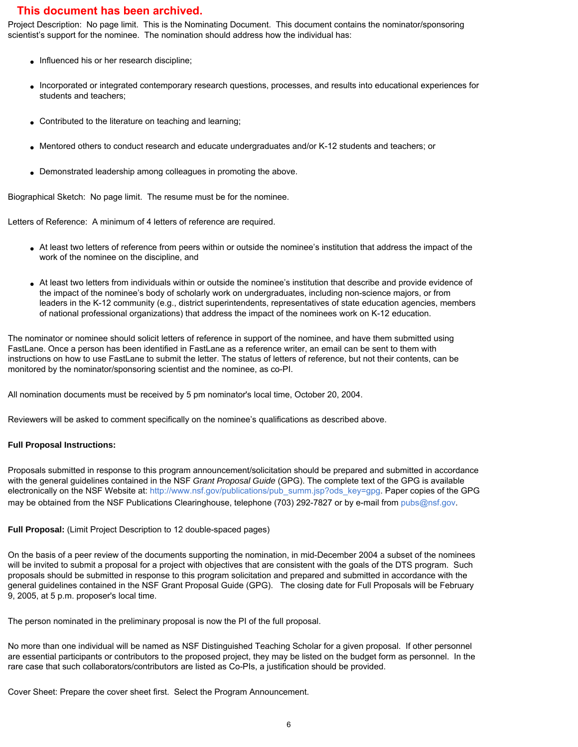**This document has been archived.**

Project Description: No page limit. This is the Nominating Document. This document contains the nominator/sponsoring scientist's support for the nominee. The nomination should address how the individual has:

- Influenced his or her research discipline;
- Incorporated or integrated contemporary research questions, processes, and results into educational experiences for students and teachers;
- Contributed to the literature on teaching and learning;
- Mentored others to conduct research and educate undergraduates and/or K-12 students and teachers; or
- Demonstrated leadership among colleagues in promoting the above.

Biographical Sketch: No page limit. The resume must be for the nominee.

Letters of Reference: A minimum of 4 letters of reference are required.

- At least two letters of reference from peers within or outside the nominee's institution that address the impact of the work of the nominee on the discipline, and
- At least two letters from individuals within or outside the nominee's institution that describe and provide evidence of the impact of the nominee's body of scholarly work on undergraduates, including non-science majors, or from leaders in the K-12 community (e.g., district superintendents, representatives of state education agencies, members of national professional organizations) that address the impact of the nominees work on K-12 education.

The nominator or nominee should solicit letters of reference in support of the nominee, and have them submitted using FastLane. Once a person has been identified in FastLane as a reference writer, an email can be sent to them with instructions on how to use FastLane to submit the letter. The status of letters of reference, but not their contents, can be monitored by the nominator/sponsoring scientist and the nominee, as co-PI.

All nomination documents must be received by 5 pm nominator's local time, October 20, 2004.

Reviewers will be asked to comment specifically on the nominee's qualifications as described above.

**Full Proposal Instructions:**

Proposals submitted in response to this program announcement/solicitation should be prepared and submitted in accordance with the general guidelines contained in the NSF *Grant Proposal Guide* (GPG). The complete text of the GPG is available electronically on the NSF Website at: http://www.nsf.gov/publications/pub_summ.jsp?ods_key=gpg. Paper copies of the GPG may be obtained from the NSF Publications Clearinghouse, telephone (703) 292-7827 or by e-mail from pubs@nsf.gov.

**Full Proposal:** (Limit Project Description to 12 double-spaced pages)

On the basis of a peer review of the documents supporting the nomination, in mid-December 2004 a subset of the nominees will be invited to submit a proposal for a project with objectives that are consistent with the goals of the DTS program. Such proposals should be submitted in response to this program solicitation and prepared and submitted in accordance with the general guidelines contained in the NSF Grant Proposal Guide (GPG). The closing date for Full Proposals will be February 9, 2005, at 5 p.m. proposer's local time.

The person nominated in the preliminary proposal is now the PI of the full proposal.

No more than one individual will be named as NSF Distinguished Teaching Scholar for a given proposal. If other personnel are essential participants or contributors to the proposed project, they may be listed on the budget form as personnel. In the rare case that such collaborators/contributors are listed as Co-PIs, a justification should be provided.

Cover Sheet: Prepare the cover sheet first. Select the Program Announcement.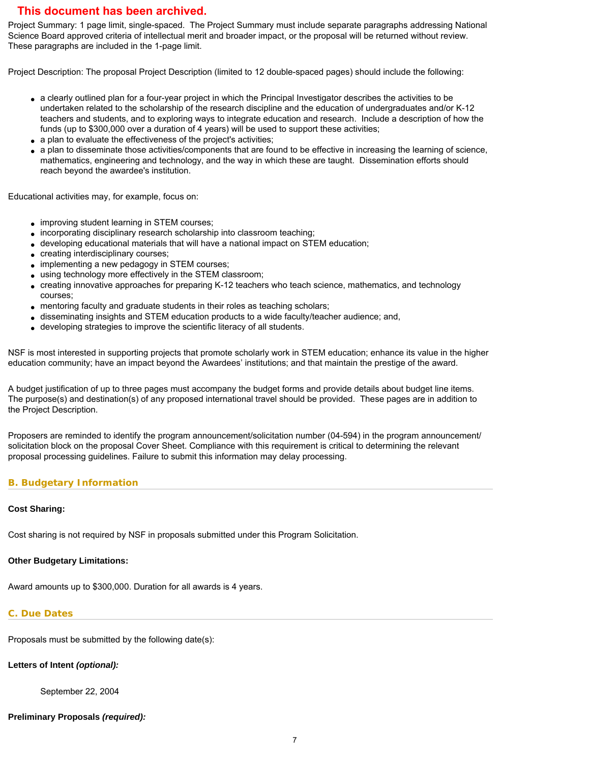**This document has been archived.**

Project Summary: 1 page limit, single-spaced. The Project Summary must include separate paragraphs addressing National Science Board approved criteria of intellectual merit and broader impact, or the proposal will be returned without review. These paragraphs are included in the 1-page limit.

Project Description: The proposal Project Description (limited to 12 double-spaced pages) should include the following:

- a clearly outlined plan for a four-year project in which the Principal Investigator describes the activities to be undertaken related to the scholarship of the research discipline and the education of undergraduates and/or K-12 teachers and students, and to exploring ways to integrate education and research. Include a description of how the funds (up to $300,000 over a duration of 4 years) will be used to support these activities;
- a plan to evaluate the effectiveness of the project's activities;
- a plan to disseminate those activities/components that are found to be effective in increasing the learning of science, mathematics, engineering and technology, and the way in which these are taught. Dissemination efforts should reach beyond the awardee's institution.

Educational activities may, for example, focus on:

- improving student learning in STEM courses;
- incorporating disciplinary research scholarship into classroom teaching;
- developing educational materials that will have a national impact on STEM education;
- creating interdisciplinary courses;
- implementing a new pedagogy in STEM courses;
- using technology more effectively in the STEM classroom;
- creating innovative approaches for preparing K-12 teachers who teach science, mathematics, and technology courses;
- mentoring faculty and graduate students in their roles as teaching scholars;
- disseminating insights and STEM education products to a wide faculty/teacher audience; and,
- developing strategies to improve the scientific literacy of all students.

NSF is most interested in supporting projects that promote scholarly work in STEM education; enhance its value in the higher education community; have an impact beyond the Awardees' institutions; and that maintain the prestige of the award.

A budget justification of up to three pages must accompany the budget forms and provide details about budget line items. The purpose(s) and destination(s) of any proposed international travel should be provided. These pages are in addition to the Project Description.

Proposers are reminded to identify the program announcement/solicitation number (04-594) in the program announcement/solicitation block on the proposal Cover Sheet. Compliance with this requirement is critical to determining the relevant proposal processing guidelines. Failure to submit this information may delay processing.

## B. Budgetary Information

**Cost Sharing:**

Cost sharing is not required by NSF in proposals submitted under this Program Solicitation.

**Other Budgetary Limitations:**

Award amounts up to $300,000. Duration for all awards is 4 years.

## C. Due Dates

Proposals must be submitted by the following date(s):

**Letters of Intent *(optional)*:**

September 22, 2004

**Preliminary Proposals *(required)*:**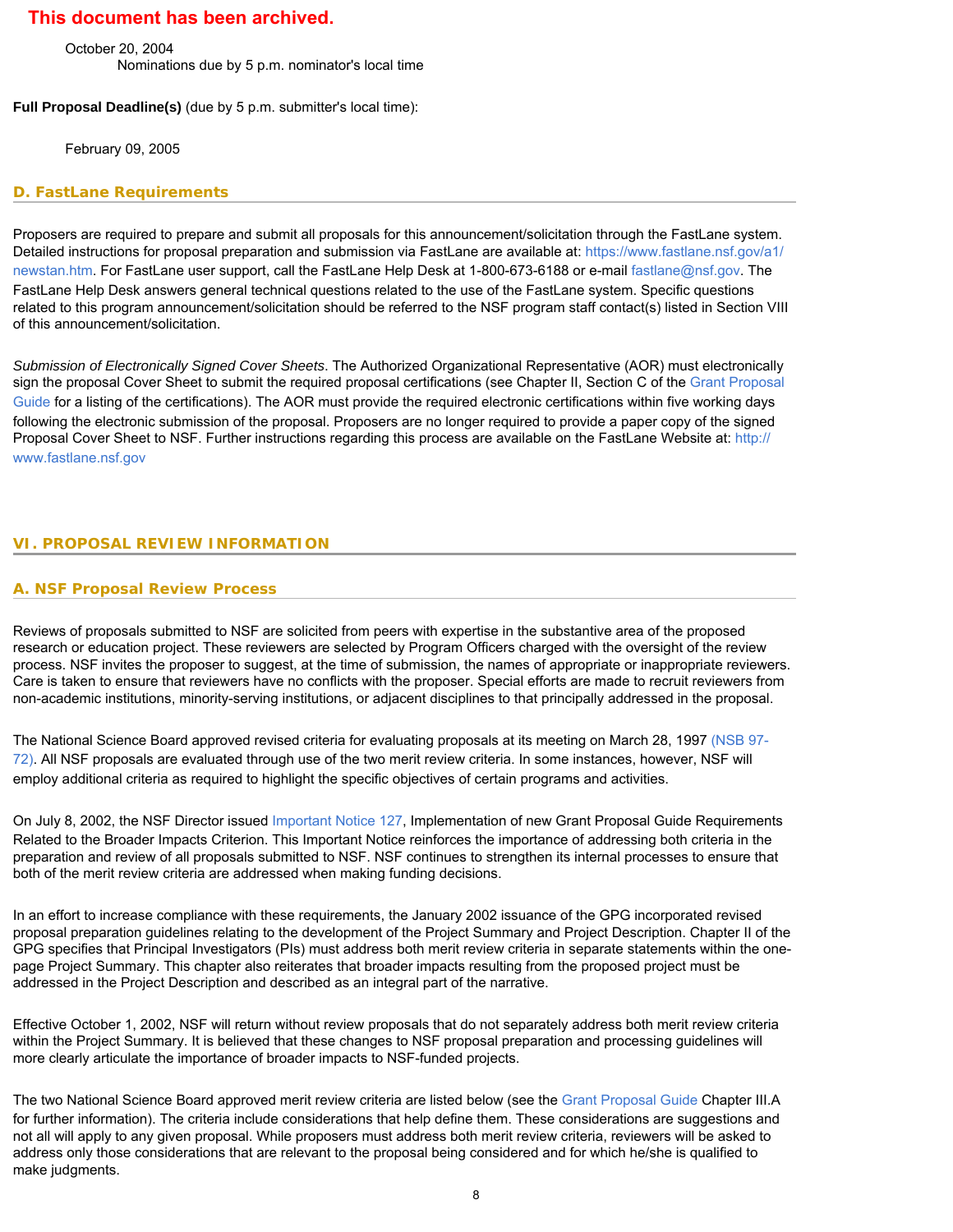**This document has been archived.**

October 20, 2004
Nominations due by 5 p.m. nominator's local time

**Full Proposal Deadline(s)** (due by 5 p.m. submitter's local time):

February 09, 2005

### D. FastLane Requirements

Proposers are required to prepare and submit all proposals for this announcement/solicitation through the FastLane system. Detailed instructions for proposal preparation and submission via FastLane are available at: https://www.fastlane.nsf.gov/a1/newstan.htm. For FastLane user support, call the FastLane Help Desk at 1-800-673-6188 or e-mail fastlane@nsf.gov. The FastLane Help Desk answers general technical questions related to the use of the FastLane system. Specific questions related to this program announcement/solicitation should be referred to the NSF program staff contact(s) listed in Section VIII of this announcement/solicitation.

*Submission of Electronically Signed Cover Sheets*. The Authorized Organizational Representative (AOR) must electronically sign the proposal Cover Sheet to submit the required proposal certifications (see Chapter II, Section C of the Grant Proposal Guide for a listing of the certifications). The AOR must provide the required electronic certifications within five working days following the electronic submission of the proposal. Proposers are no longer required to provide a paper copy of the signed Proposal Cover Sheet to NSF. Further instructions regarding this process are available on the FastLane Website at: http://www.fastlane.nsf.gov

## VI. PROPOSAL REVIEW INFORMATION

### A. NSF Proposal Review Process

Reviews of proposals submitted to NSF are solicited from peers with expertise in the substantive area of the proposed research or education project. These reviewers are selected by Program Officers charged with the oversight of the review process. NSF invites the proposer to suggest, at the time of submission, the names of appropriate or inappropriate reviewers. Care is taken to ensure that reviewers have no conflicts with the proposer. Special efforts are made to recruit reviewers from non-academic institutions, minority-serving institutions, or adjacent disciplines to that principally addressed in the proposal.

The National Science Board approved revised criteria for evaluating proposals at its meeting on March 28, 1997 (NSB 97-72). All NSF proposals are evaluated through use of the two merit review criteria. In some instances, however, NSF will employ additional criteria as required to highlight the specific objectives of certain programs and activities.

On July 8, 2002, the NSF Director issued Important Notice 127, Implementation of new Grant Proposal Guide Requirements Related to the Broader Impacts Criterion. This Important Notice reinforces the importance of addressing both criteria in the preparation and review of all proposals submitted to NSF. NSF continues to strengthen its internal processes to ensure that both of the merit review criteria are addressed when making funding decisions.

In an effort to increase compliance with these requirements, the January 2002 issuance of the GPG incorporated revised proposal preparation guidelines relating to the development of the Project Summary and Project Description. Chapter II of the GPG specifies that Principal Investigators (PIs) must address both merit review criteria in separate statements within the one-page Project Summary. This chapter also reiterates that broader impacts resulting from the proposed project must be addressed in the Project Description and described as an integral part of the narrative.

Effective October 1, 2002, NSF will return without review proposals that do not separately address both merit review criteria within the Project Summary. It is believed that these changes to NSF proposal preparation and processing guidelines will more clearly articulate the importance of broader impacts to NSF-funded projects.

The two National Science Board approved merit review criteria are listed below (see the Grant Proposal Guide Chapter III.A for further information). The criteria include considerations that help define them. These considerations are suggestions and not all will apply to any given proposal. While proposers must address both merit review criteria, reviewers will be asked to address only those considerations that are relevant to the proposal being considered and for which he/she is qualified to make judgments.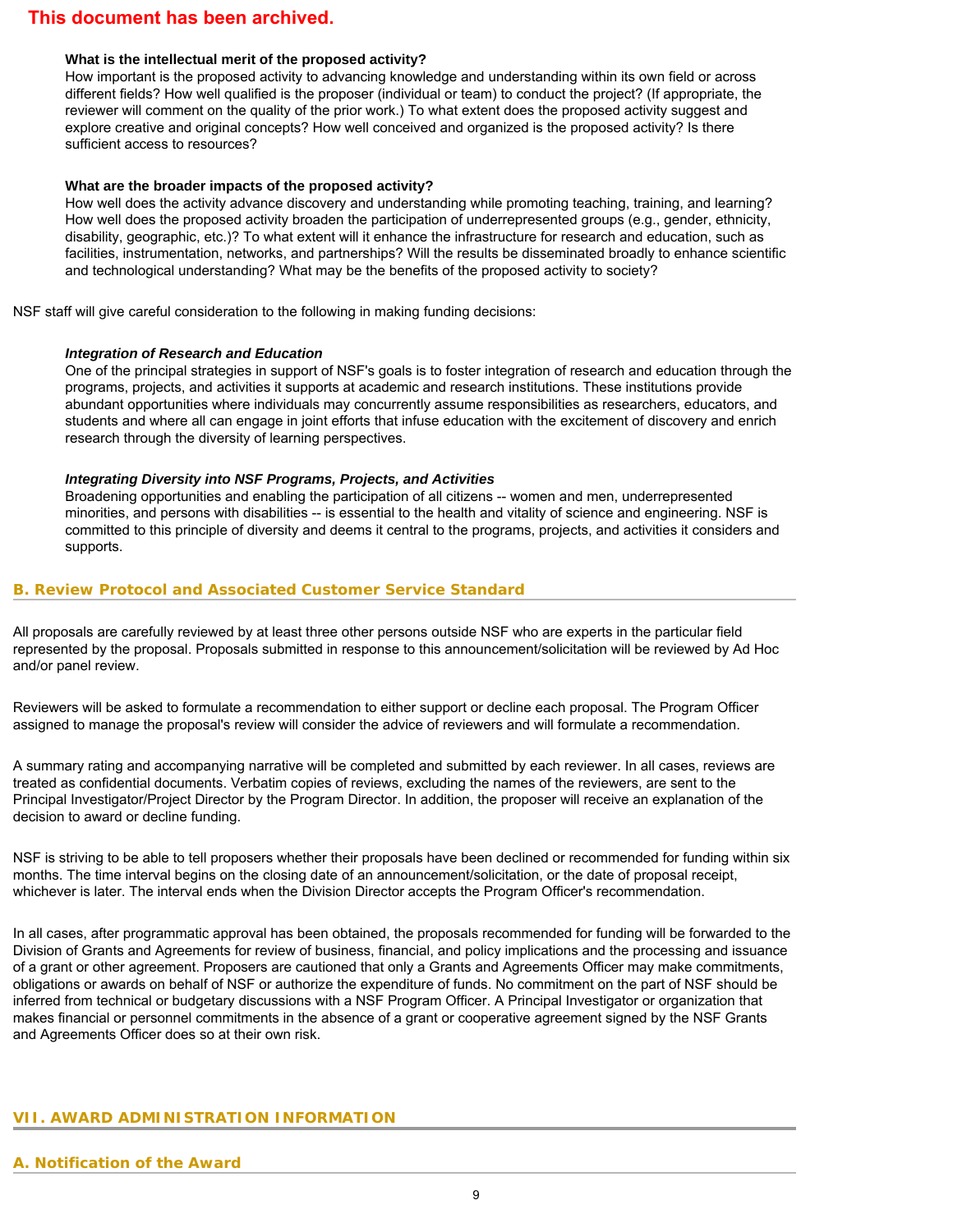**This document has been archived.**

**What is the intellectual merit of the proposed activity?**
How important is the proposed activity to advancing knowledge and understanding within its own field or across different fields? How well qualified is the proposer (individual or team) to conduct the project? (If appropriate, the reviewer will comment on the quality of the prior work.) To what extent does the proposed activity suggest and explore creative and original concepts? How well conceived and organized is the proposed activity? Is there sufficient access to resources?

**What are the broader impacts of the proposed activity?**
How well does the activity advance discovery and understanding while promoting teaching, training, and learning? How well does the proposed activity broaden the participation of underrepresented groups (e.g., gender, ethnicity, disability, geographic, etc.)? To what extent will it enhance the infrastructure for research and education, such as facilities, instrumentation, networks, and partnerships? Will the results be disseminated broadly to enhance scientific and technological understanding? What may be the benefits of the proposed activity to society?

NSF staff will give careful consideration to the following in making funding decisions:

***Integration of Research and Education***
One of the principal strategies in support of NSF's goals is to foster integration of research and education through the programs, projects, and activities it supports at academic and research institutions. These institutions provide abundant opportunities where individuals may concurrently assume responsibilities as researchers, educators, and students and where all can engage in joint efforts that infuse education with the excitement of discovery and enrich research through the diversity of learning perspectives.

***Integrating Diversity into NSF Programs, Projects, and Activities***
Broadening opportunities and enabling the participation of all citizens -- women and men, underrepresented minorities, and persons with disabilities -- is essential to the health and vitality of science and engineering. NSF is committed to this principle of diversity and deems it central to the programs, projects, and activities it considers and supports.

### B. Review Protocol and Associated Customer Service Standard

All proposals are carefully reviewed by at least three other persons outside NSF who are experts in the particular field represented by the proposal. Proposals submitted in response to this announcement/solicitation will be reviewed by Ad Hoc and/or panel review.

Reviewers will be asked to formulate a recommendation to either support or decline each proposal. The Program Officer assigned to manage the proposal's review will consider the advice of reviewers and will formulate a recommendation.

A summary rating and accompanying narrative will be completed and submitted by each reviewer. In all cases, reviews are treated as confidential documents. Verbatim copies of reviews, excluding the names of the reviewers, are sent to the Principal Investigator/Project Director by the Program Director. In addition, the proposer will receive an explanation of the decision to award or decline funding.

NSF is striving to be able to tell proposers whether their proposals have been declined or recommended for funding within six months. The time interval begins on the closing date of an announcement/solicitation, or the date of proposal receipt, whichever is later. The interval ends when the Division Director accepts the Program Officer's recommendation.

In all cases, after programmatic approval has been obtained, the proposals recommended for funding will be forwarded to the Division of Grants and Agreements for review of business, financial, and policy implications and the processing and issuance of a grant or other agreement. Proposers are cautioned that only a Grants and Agreements Officer may make commitments, obligations or awards on behalf of NSF or authorize the expenditure of funds. No commitment on the part of NSF should be inferred from technical or budgetary discussions with a NSF Program Officer. A Principal Investigator or organization that makes financial or personnel commitments in the absence of a grant or cooperative agreement signed by the NSF Grants and Agreements Officer does so at their own risk.

## VII. AWARD ADMINISTRATION INFORMATION

### A. Notification of the Award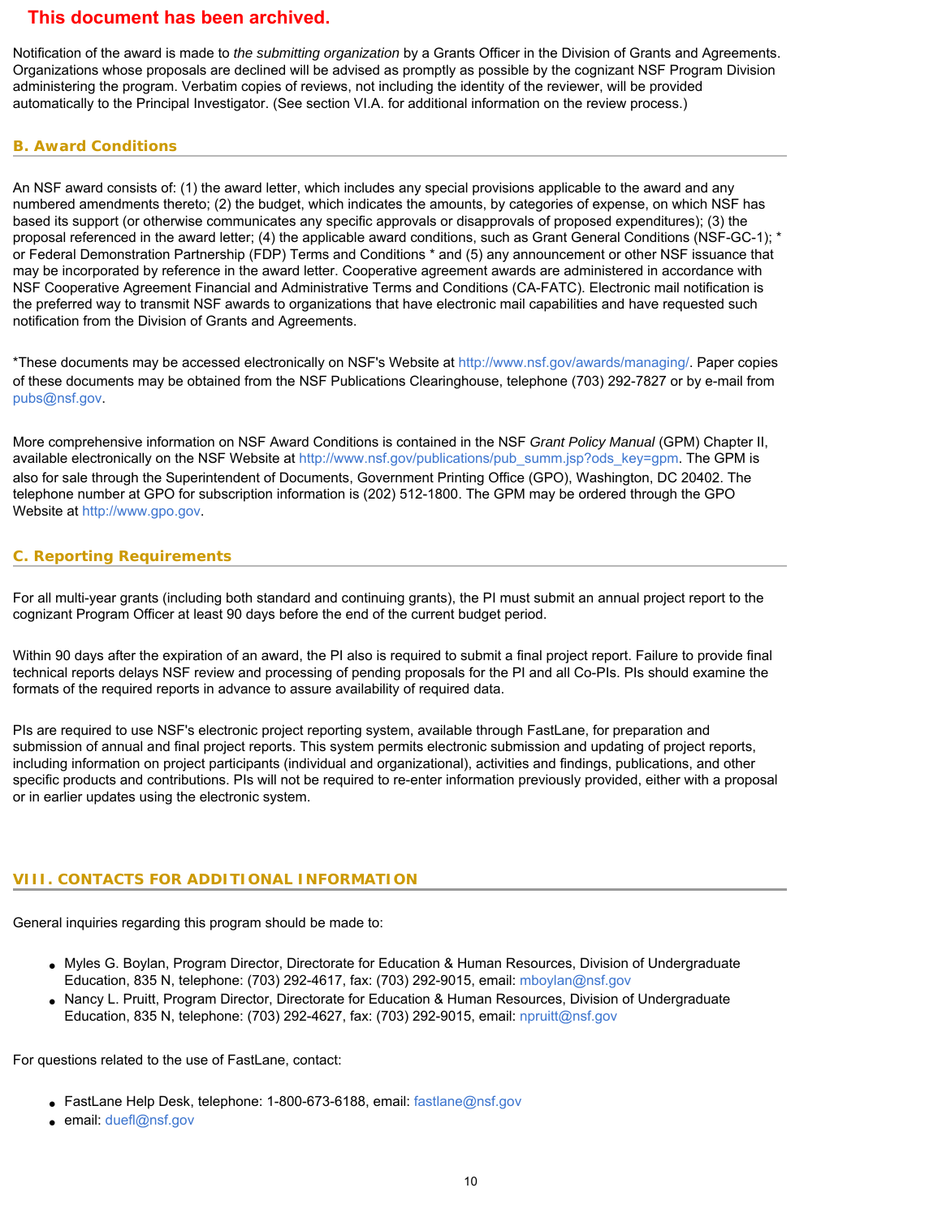**This document has been archived.**

Notification of the award is made to *the submitting organization* by a Grants Officer in the Division of Grants and Agreements. Organizations whose proposals are declined will be advised as promptly as possible by the cognizant NSF Program Division administering the program. Verbatim copies of reviews, not including the identity of the reviewer, will be provided automatically to the Principal Investigator. (See section VI.A. for additional information on the review process.)

## B. Award Conditions

An NSF award consists of: (1) the award letter, which includes any special provisions applicable to the award and any numbered amendments thereto; (2) the budget, which indicates the amounts, by categories of expense, on which NSF has based its support (or otherwise communicates any specific approvals or disapprovals of proposed expenditures); (3) the proposal referenced in the award letter; (4) the applicable award conditions, such as Grant General Conditions (NSF-GC-1); * or Federal Demonstration Partnership (FDP) Terms and Conditions * and (5) any announcement or other NSF issuance that may be incorporated by reference in the award letter. Cooperative agreement awards are administered in accordance with NSF Cooperative Agreement Financial and Administrative Terms and Conditions (CA-FATC). Electronic mail notification is the preferred way to transmit NSF awards to organizations that have electronic mail capabilities and have requested such notification from the Division of Grants and Agreements.

*These documents may be accessed electronically on NSF's Website at http://www.nsf.gov/awards/managing/. Paper copies of these documents may be obtained from the NSF Publications Clearinghouse, telephone (703) 292-7827 or by e-mail from pubs@nsf.gov.

More comprehensive information on NSF Award Conditions is contained in the NSF *Grant Policy Manual* (GPM) Chapter II, available electronically on the NSF Website at http://www.nsf.gov/publications/pub_summ.jsp?ods_key=gpm. The GPM is also for sale through the Superintendent of Documents, Government Printing Office (GPO), Washington, DC 20402. The telephone number at GPO for subscription information is (202) 512-1800. The GPM may be ordered through the GPO Website at http://www.gpo.gov.

## C. Reporting Requirements

For all multi-year grants (including both standard and continuing grants), the PI must submit an annual project report to the cognizant Program Officer at least 90 days before the end of the current budget period.

Within 90 days after the expiration of an award, the PI also is required to submit a final project report. Failure to provide final technical reports delays NSF review and processing of pending proposals for the PI and all Co-PIs. PIs should examine the formats of the required reports in advance to assure availability of required data.

PIs are required to use NSF's electronic project reporting system, available through FastLane, for preparation and submission of annual and final project reports. This system permits electronic submission and updating of project reports, including information on project participants (individual and organizational), activities and findings, publications, and other specific products and contributions. PIs will not be required to re-enter information previously provided, either with a proposal or in earlier updates using the electronic system.

# VIII. CONTACTS FOR ADDITIONAL INFORMATION

General inquiries regarding this program should be made to:

- Myles G. Boylan, Program Director, Directorate for Education & Human Resources, Division of Undergraduate Education, 835 N, telephone: (703) 292-4617, fax: (703) 292-9015, email: mboylan@nsf.gov
- Nancy L. Pruitt, Program Director, Directorate for Education & Human Resources, Division of Undergraduate Education, 835 N, telephone: (703) 292-4627, fax: (703) 292-9015, email: npruitt@nsf.gov

For questions related to the use of FastLane, contact:

- FastLane Help Desk, telephone: 1-800-673-6188, email: fastlane@nsf.gov
- email: duefl@nsf.gov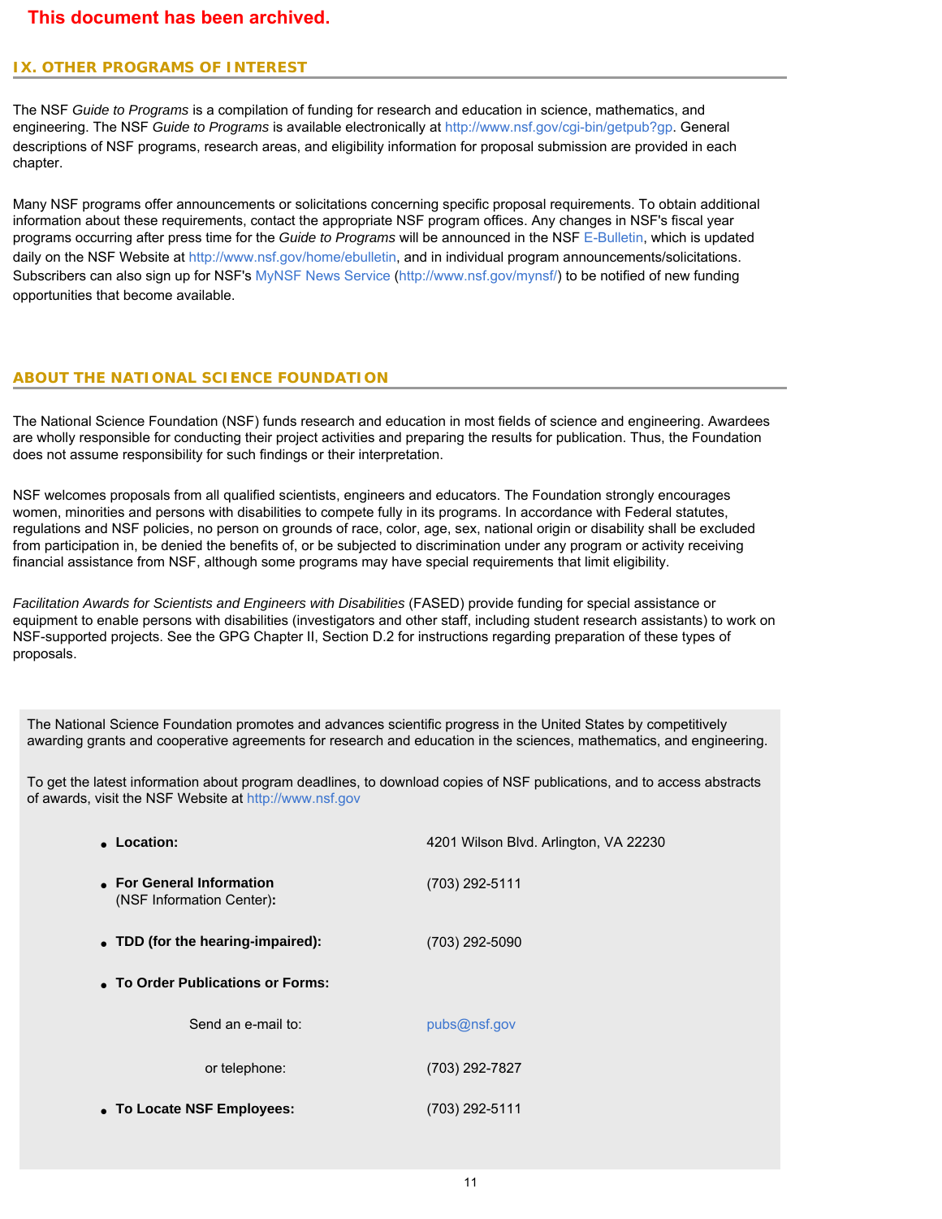**This document has been archived.**

## IX. OTHER PROGRAMS OF INTEREST

The NSF *Guide to Programs* is a compilation of funding for research and education in science, mathematics, and engineering. The NSF *Guide to Programs* is available electronically at http://www.nsf.gov/cgi-bin/getpub?gp. General descriptions of NSF programs, research areas, and eligibility information for proposal submission are provided in each chapter.

Many NSF programs offer announcements or solicitations concerning specific proposal requirements. To obtain additional information about these requirements, contact the appropriate NSF program offices. Any changes in NSF's fiscal year programs occurring after press time for the *Guide to Programs* will be announced in the NSF E-Bulletin, which is updated daily on the NSF Website at http://www.nsf.gov/home/ebulletin, and in individual program announcements/solicitations. Subscribers can also sign up for NSF's MyNSF News Service (http://www.nsf.gov/mynsf/) to be notified of new funding opportunities that become available.

## ABOUT THE NATIONAL SCIENCE FOUNDATION

The National Science Foundation (NSF) funds research and education in most fields of science and engineering. Awardees are wholly responsible for conducting their project activities and preparing the results for publication. Thus, the Foundation does not assume responsibility for such findings or their interpretation.

NSF welcomes proposals from all qualified scientists, engineers and educators. The Foundation strongly encourages women, minorities and persons with disabilities to compete fully in its programs. In accordance with Federal statutes, regulations and NSF policies, no person on grounds of race, color, age, sex, national origin or disability shall be excluded from participation in, be denied the benefits of, or be subjected to discrimination under any program or activity receiving financial assistance from NSF, although some programs may have special requirements that limit eligibility.

*Facilitation Awards for Scientists and Engineers with Disabilities* (FASED) provide funding for special assistance or equipment to enable persons with disabilities (investigators and other staff, including student research assistants) to work on NSF-supported projects. See the GPG Chapter II, Section D.2 for instructions regarding preparation of these types of proposals.

The National Science Foundation promotes and advances scientific progress in the United States by competitively awarding grants and cooperative agreements for research and education in the sciences, mathematics, and engineering.

To get the latest information about program deadlines, to download copies of NSF publications, and to access abstracts of awards, visit the NSF Website at http://www.nsf.gov

- **Location:** 4201 Wilson Blvd. Arlington, VA 22230
- **For General Information** (NSF Information Center)**:** (703) 292-5111
- **TDD (for the hearing-impaired):** (703) 292-5090
- **To Order Publications or Forms:**
  - Send an e-mail to: pubs@nsf.gov
  - or telephone: (703) 292-7827
- **To Locate NSF Employees:** (703) 292-5111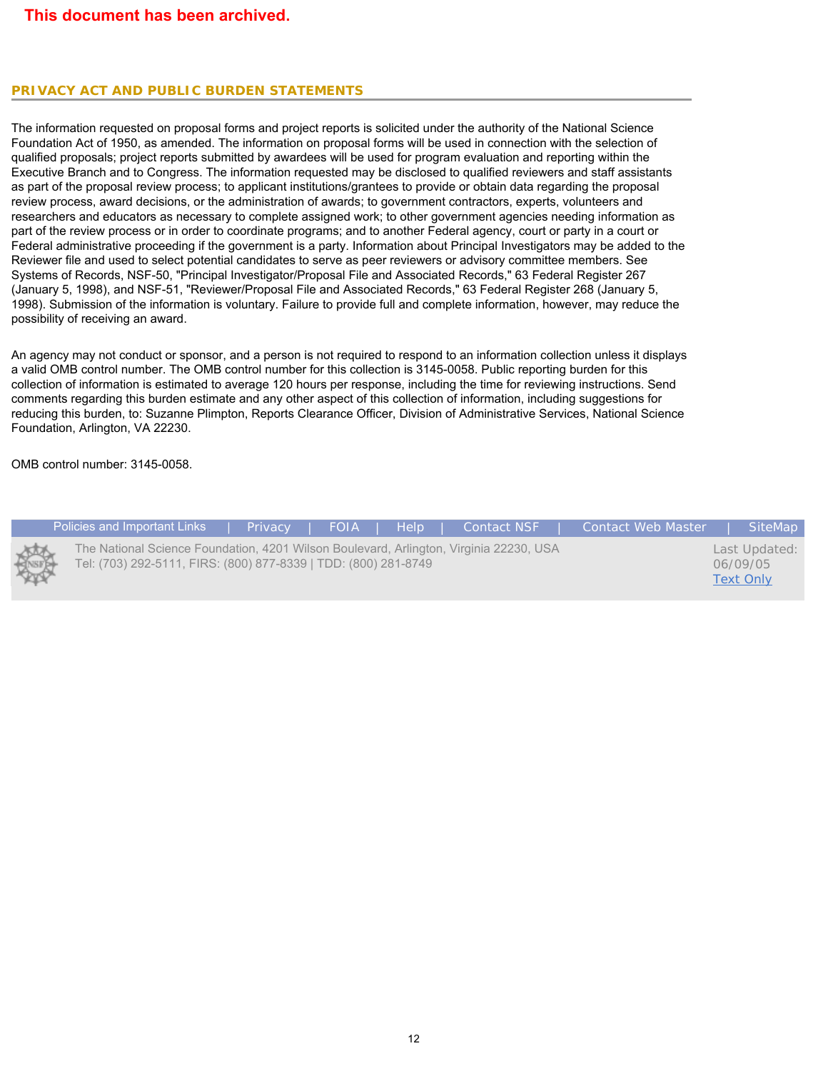**This document has been archived.**

## PRIVACY ACT AND PUBLIC BURDEN STATEMENTS

The information requested on proposal forms and project reports is solicited under the authority of the National Science Foundation Act of 1950, as amended. The information on proposal forms will be used in connection with the selection of qualified proposals; project reports submitted by awardees will be used for program evaluation and reporting within the Executive Branch and to Congress. The information requested may be disclosed to qualified reviewers and staff assistants as part of the proposal review process; to applicant institutions/grantees to provide or obtain data regarding the proposal review process, award decisions, or the administration of awards; to government contractors, experts, volunteers and researchers and educators as necessary to complete assigned work; to other government agencies needing information as part of the review process or in order to coordinate programs; and to another Federal agency, court or party in a court or Federal administrative proceeding if the government is a party. Information about Principal Investigators may be added to the Reviewer file and used to select potential candidates to serve as peer reviewers or advisory committee members. See Systems of Records, NSF-50, "Principal Investigator/Proposal File and Associated Records," 63 Federal Register 267 (January 5, 1998), and NSF-51, "Reviewer/Proposal File and Associated Records," 63 Federal Register 268 (January 5, 1998). Submission of the information is voluntary. Failure to provide full and complete information, however, may reduce the possibility of receiving an award.

An agency may not conduct or sponsor, and a person is not required to respond to an information collection unless it displays a valid OMB control number. The OMB control number for this collection is 3145-0058. Public reporting burden for this collection of information is estimated to average 120 hours per response, including the time for reviewing instructions. Send comments regarding this burden estimate and any other aspect of this collection of information, including suggestions for reducing this burden, to: Suzanne Plimpton, Reports Clearance Officer, Division of Administrative Services, National Science Foundation, Arlington, VA 22230.

OMB control number: 3145-0058.

Policies and Important Links | Privacy | FOIA | Help | Contact NSF | Contact Web Master | SiteMap

The National Science Foundation, 4201 Wilson Boulevard, Arlington, Virginia 22230, USA
Tel: (703) 292-5111, FIRS: (800) 877-8339 | TDD: (800) 281-8749

Last Updated: 06/09/05
Text Only